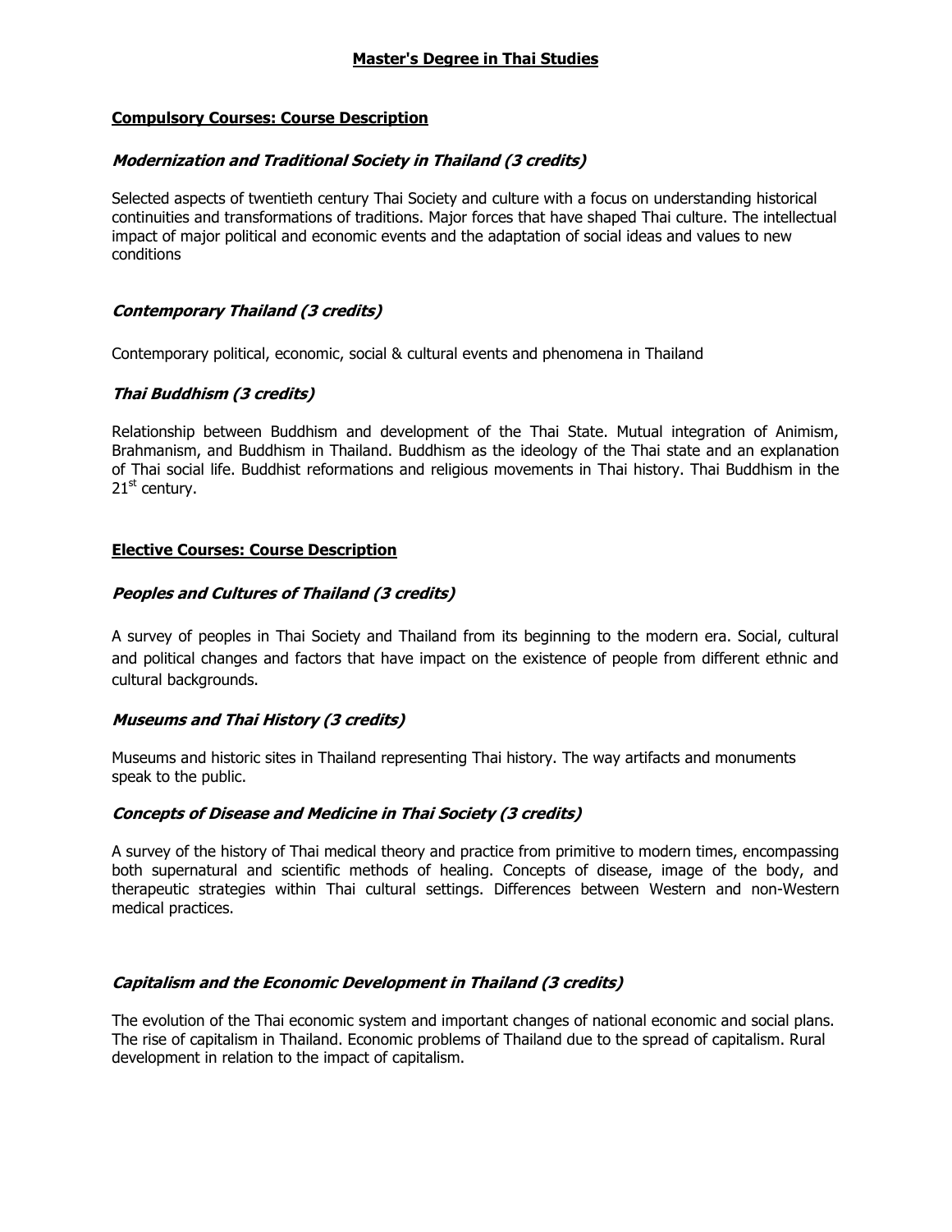# Master's Degree in Thai Studies

## Compulsory Courses: Course Description

### *Modernization and Traditional Society in Thailand (3 credits)*

Selected aspects of twentieth century Thai Society and culture with a focus on understanding historical continuities and transformations of traditions. Major forces that have shaped Thai culture. The intellectual impact of major political and economic events and the adaptation of social ideas and values to new conditions

### *Contemporary Thailand (3 credits)*

Contemporary political, economic, social & cultural events and phenomena in Thailand

### *Thai Buddhism (3 credits)*

Relationship between Buddhism and development of the Thai State. Mutual integration of Animism, Brahmanism, and Buddhism in Thailand. Buddhism as the ideology of the Thai state and an explanation of Thai social life. Buddhist reformations and religious movements in Thai history. Thai Buddhism in the 21st century.

## Elective Courses: Course Description

### *Peoples and Cultures of Thailand (3 credits)*

A survey of peoples in Thai Society and Thailand from its beginning to the modern era. Social, cultural and political changes and factors that have impact on the existence of people from different ethnic and cultural backgrounds.

### *Museums and Thai History (3 credits)*

Museums and historic sites in Thailand representing Thai history. The way artifacts and monuments speak to the public.

### *Concepts of Disease and Medicine in Thai Society (3 credits)*

A survey of the history of Thai medical theory and practice from primitive to modern times, encompassing both supernatural and scientific methods of healing. Concepts of disease, image of the body, and therapeutic strategies within Thai cultural settings. Differences between Western and non-Western medical practices.

### *Capitalism and the Economic Development in Thailand (3 credits)*

The evolution of the Thai economic system and important changes of national economic and social plans. The rise of capitalism in Thailand. Economic problems of Thailand due to the spread of capitalism. Rural development in relation to the impact of capitalism.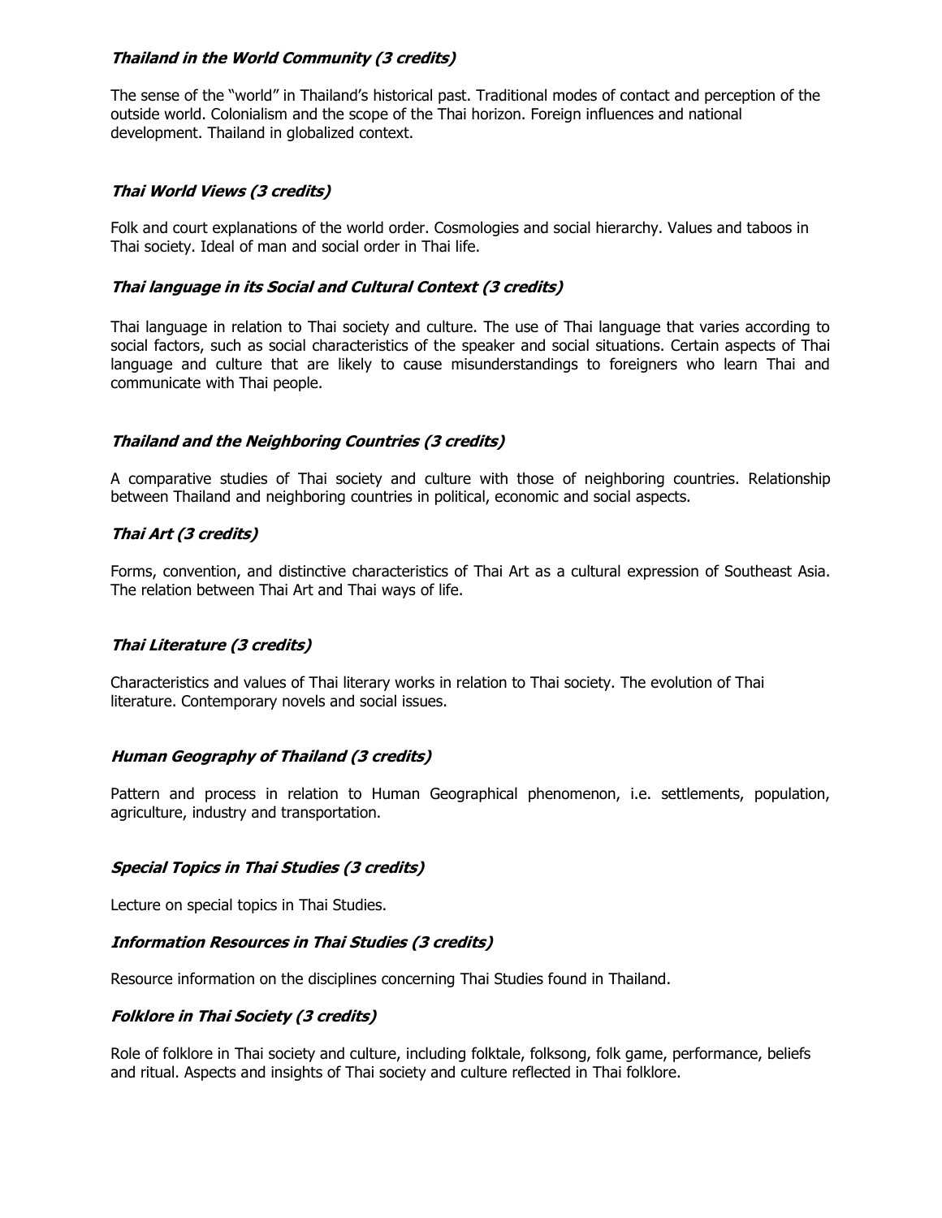***Thailand in the World Community (3 credits)***

The sense of the "world" in Thailand's historical past. Traditional modes of contact and perception of the outside world. Colonialism and the scope of the Thai horizon. Foreign influences and national development. Thailand in globalized context.

***Thai World Views (3 credits)***

Folk and court explanations of the world order. Cosmologies and social hierarchy. Values and taboos in Thai society. Ideal of man and social order in Thai life.

***Thai language in its Social and Cultural Context (3 credits)***

Thai language in relation to Thai society and culture. The use of Thai language that varies according to social factors, such as social characteristics of the speaker and social situations. Certain aspects of Thai language and culture that are likely to cause misunderstandings to foreigners who learn Thai and communicate with Thai people.

***Thailand and the Neighboring Countries (3 credits)***

A comparative studies of Thai society and culture with those of neighboring countries. Relationship between Thailand and neighboring countries in political, economic and social aspects.

***Thai Art (3 credits)***

Forms, convention, and distinctive characteristics of Thai Art as a cultural expression of Southeast Asia. The relation between Thai Art and Thai ways of life.

***Thai Literature (3 credits)***

Characteristics and values of Thai literary works in relation to Thai society. The evolution of Thai literature. Contemporary novels and social issues.

***Human Geography of Thailand (3 credits)***

Pattern and process in relation to Human Geographical phenomenon, i.e. settlements, population, agriculture, industry and transportation.

***Special Topics in Thai Studies (3 credits)***

Lecture on special topics in Thai Studies.

***Information Resources in Thai Studies (3 credits)***

Resource information on the disciplines concerning Thai Studies found in Thailand.

***Folklore in Thai Society (3 credits)***

Role of folklore in Thai society and culture, including folktale, folksong, folk game, performance, beliefs and ritual. Aspects and insights of Thai society and culture reflected in Thai folklore.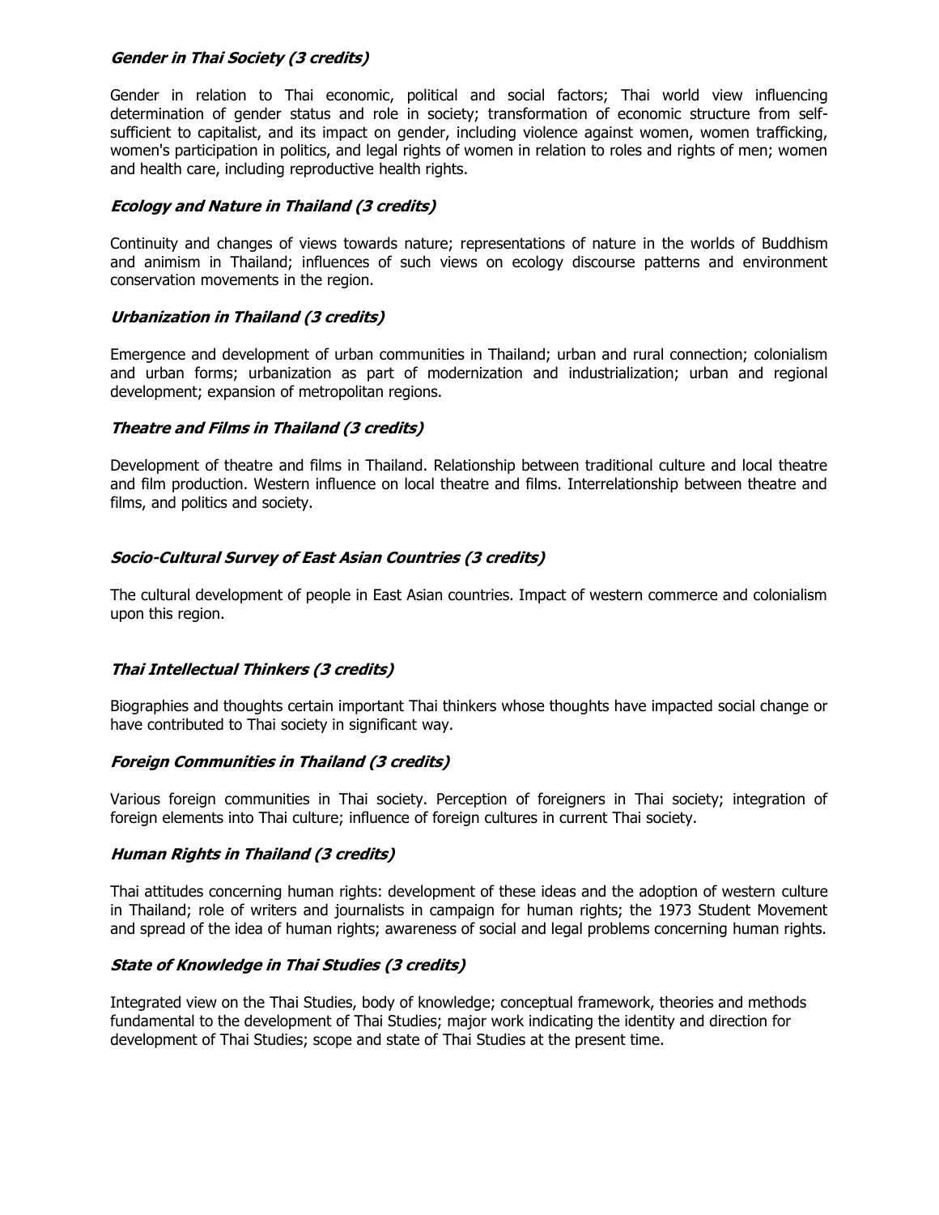### *Gender in Thai Society (3 credits)*

Gender in relation to Thai economic, political and social factors; Thai world view influencing determination of gender status and role in society; transformation of economic structure from self-sufficient to capitalist, and its impact on gender, including violence against women, women trafficking, women's participation in politics, and legal rights of women in relation to roles and rights of men; women and health care, including reproductive health rights.

### *Ecology and Nature in Thailand (3 credits)*

Continuity and changes of views towards nature; representations of nature in the worlds of Buddhism and animism in Thailand; influences of such views on ecology discourse patterns and environment conservation movements in the region.

### *Urbanization in Thailand (3 credits)*

Emergence and development of urban communities in Thailand; urban and rural connection; colonialism and urban forms; urbanization as part of modernization and industrialization; urban and regional development; expansion of metropolitan regions.

### *Theatre and Films in Thailand (3 credits)*

Development of theatre and films in Thailand. Relationship between traditional culture and local theatre and film production. Western influence on local theatre and films. Interrelationship between theatre and films, and politics and society.

### *Socio-Cultural Survey of East Asian Countries (3 credits)*

The cultural development of people in East Asian countries. Impact of western commerce and colonialism upon this region.

### *Thai Intellectual Thinkers (3 credits)*

Biographies and thoughts certain important Thai thinkers whose thoughts have impacted social change or have contributed to Thai society in significant way.

### *Foreign Communities in Thailand (3 credits)*

Various foreign communities in Thai society. Perception of foreigners in Thai society; integration of foreign elements into Thai culture; influence of foreign cultures in current Thai society.

### *Human Rights in Thailand (3 credits)*

Thai attitudes concerning human rights: development of these ideas and the adoption of western culture in Thailand; role of writers and journalists in campaign for human rights; the 1973 Student Movement and spread of the idea of human rights; awareness of social and legal problems concerning human rights.

### *State of Knowledge in Thai Studies (3 credits)*

Integrated view on the Thai Studies, body of knowledge; conceptual framework, theories and methods fundamental to the development of Thai Studies; major work indicating the identity and direction for development of Thai Studies; scope and state of Thai Studies at the present time.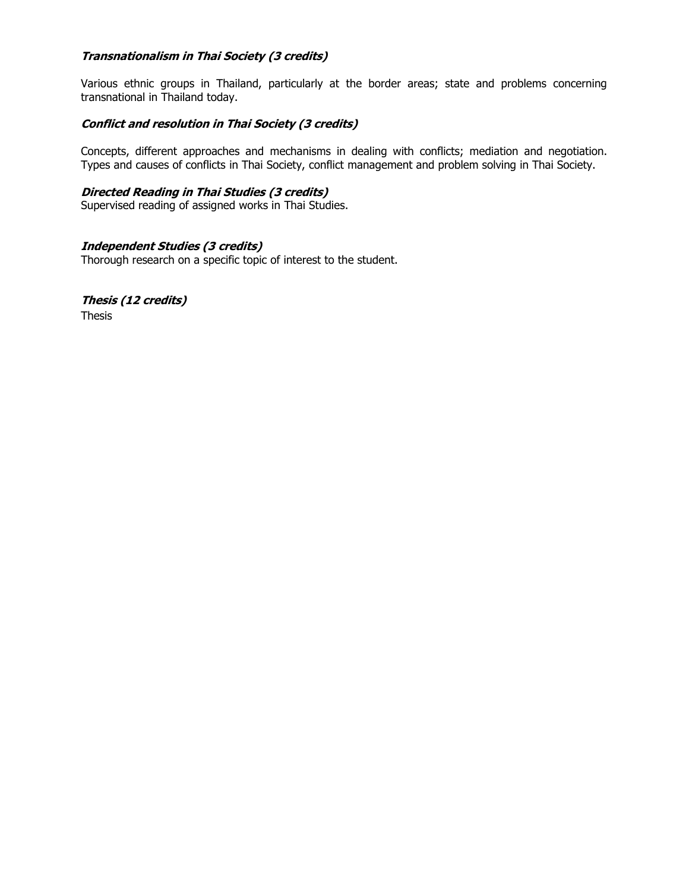***Transnationalism in Thai Society (3 credits)***

Various ethnic groups in Thailand, particularly at the border areas; state and problems concerning transnational in Thailand today.

***Conflict and resolution in Thai Society (3 credits)***

Concepts, different approaches and mechanisms in dealing with conflicts; mediation and negotiation. Types and causes of conflicts in Thai Society, conflict management and problem solving in Thai Society.

***Directed Reading in Thai Studies (3 credits)***

Supervised reading of assigned works in Thai Studies.

***Independent Studies (3 credits)***

Thorough research on a specific topic of interest to the student.

***Thesis (12 credits)***

Thesis